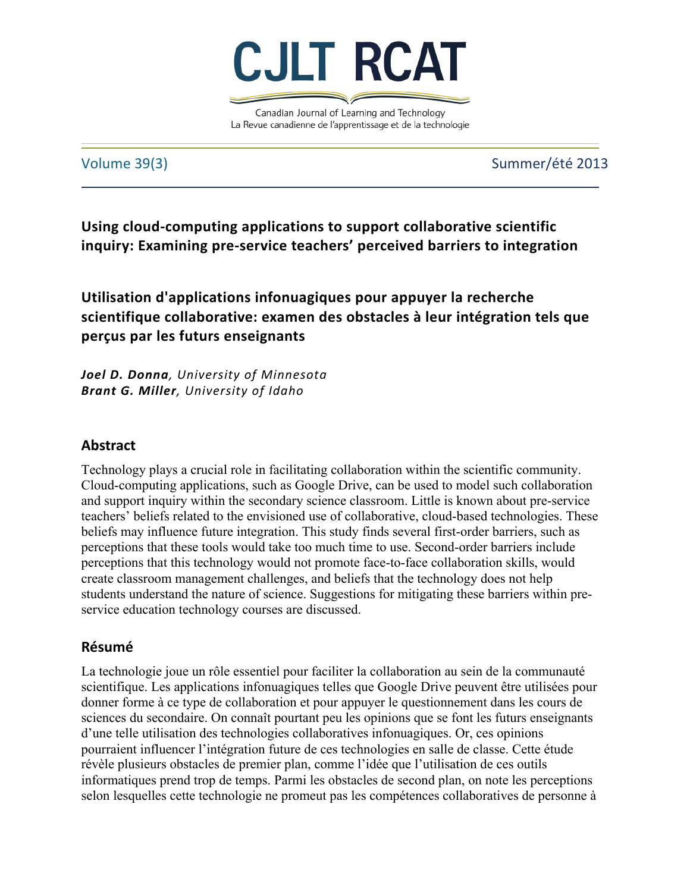# Using cloud-computing applications to support collaborative scientific inquiry: Examining pre-service teachers' perceived barriers to integration

# Utilisation d'applications infonuagiques pour appuyer la recherche scientifique collaborative: examen des obstacles à leur intégration tels que perçus par les futurs enseignants

***Joel D. Donna**, University of Minnesota*
***Brant G. Miller**, University of Idaho*

## Abstract

Technology plays a crucial role in facilitating collaboration within the scientific community. Cloud-computing applications, such as Google Drive, can be used to model such collaboration and support inquiry within the secondary science classroom. Little is known about pre-service teachers' beliefs related to the envisioned use of collaborative, cloud-based technologies. These beliefs may influence future integration. This study finds several first-order barriers, such as perceptions that these tools would take too much time to use. Second-order barriers include perceptions that this technology would not promote face-to-face collaboration skills, would create classroom management challenges, and beliefs that the technology does not help students understand the nature of science. Suggestions for mitigating these barriers within pre-service education technology courses are discussed.

## Résumé

La technologie joue un rôle essentiel pour faciliter la collaboration au sein de la communauté scientifique. Les applications infonuagiques telles que Google Drive peuvent être utilisées pour donner forme à ce type de collaboration et pour appuyer le questionnement dans les cours de sciences du secondaire. On connaît pourtant peu les opinions que se font les futurs enseignants d'une telle utilisation des technologies collaboratives infonuagiques. Or, ces opinions pourraient influencer l'intégration future de ces technologies en salle de classe. Cette étude révèle plusieurs obstacles de premier plan, comme l'idée que l'utilisation de ces outils informatiques prend trop de temps. Parmi les obstacles de second plan, on note les perceptions selon lesquelles cette technologie ne promeut pas les compétences collaboratives de personne à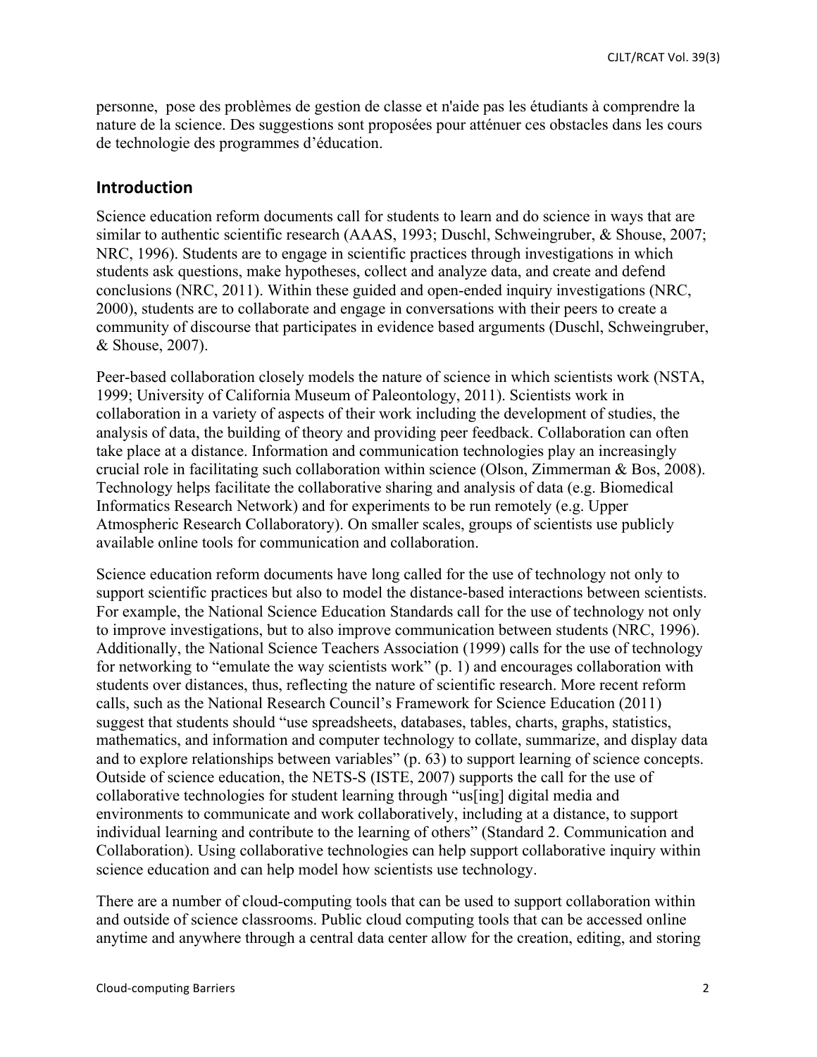personne, pose des problèmes de gestion de classe et n'aide pas les étudiants à comprendre la nature de la science. Des suggestions sont proposées pour atténuer ces obstacles dans les cours de technologie des programmes d'éducation.

## Introduction

Science education reform documents call for students to learn and do science in ways that are similar to authentic scientific research (AAAS, 1993; Duschl, Schweingruber, & Shouse, 2007; NRC, 1996). Students are to engage in scientific practices through investigations in which students ask questions, make hypotheses, collect and analyze data, and create and defend conclusions (NRC, 2011). Within these guided and open-ended inquiry investigations (NRC, 2000), students are to collaborate and engage in conversations with their peers to create a community of discourse that participates in evidence based arguments (Duschl, Schweingruber, & Shouse, 2007).

Peer-based collaboration closely models the nature of science in which scientists work (NSTA, 1999; University of California Museum of Paleontology, 2011). Scientists work in collaboration in a variety of aspects of their work including the development of studies, the analysis of data, the building of theory and providing peer feedback. Collaboration can often take place at a distance. Information and communication technologies play an increasingly crucial role in facilitating such collaboration within science (Olson, Zimmerman & Bos, 2008). Technology helps facilitate the collaborative sharing and analysis of data (e.g. Biomedical Informatics Research Network) and for experiments to be run remotely (e.g. Upper Atmospheric Research Collaboratory). On smaller scales, groups of scientists use publicly available online tools for communication and collaboration.

Science education reform documents have long called for the use of technology not only to support scientific practices but also to model the distance-based interactions between scientists. For example, the National Science Education Standards call for the use of technology not only to improve investigations, but to also improve communication between students (NRC, 1996). Additionally, the National Science Teachers Association (1999) calls for the use of technology for networking to "emulate the way scientists work" (p. 1) and encourages collaboration with students over distances, thus, reflecting the nature of scientific research. More recent reform calls, such as the National Research Council's Framework for Science Education (2011) suggest that students should "use spreadsheets, databases, tables, charts, graphs, statistics, mathematics, and information and computer technology to collate, summarize, and display data and to explore relationships between variables" (p. 63) to support learning of science concepts. Outside of science education, the NETS-S (ISTE, 2007) supports the call for the use of collaborative technologies for student learning through "us[ing] digital media and environments to communicate and work collaboratively, including at a distance, to support individual learning and contribute to the learning of others" (Standard 2. Communication and Collaboration). Using collaborative technologies can help support collaborative inquiry within science education and can help model how scientists use technology.

There are a number of cloud-computing tools that can be used to support collaboration within and outside of science classrooms. Public cloud computing tools that can be accessed online anytime and anywhere through a central data center allow for the creation, editing, and storing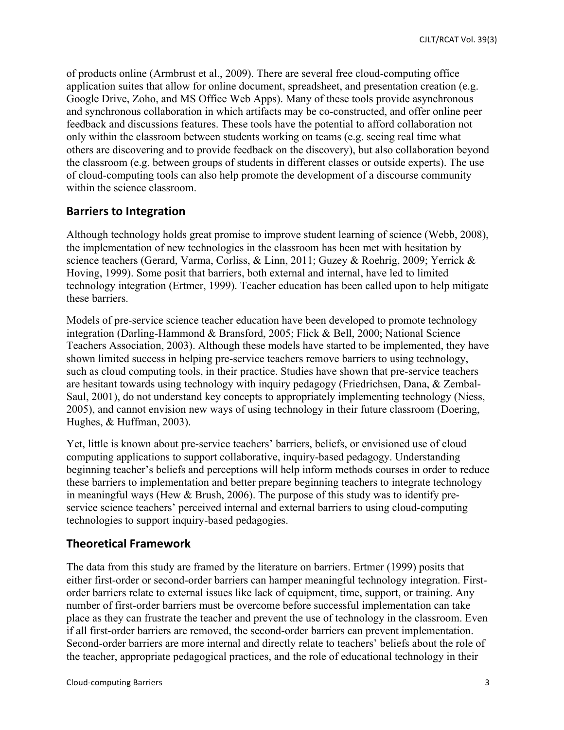of products online (Armbrust et al., 2009). There are several free cloud-computing office application suites that allow for online document, spreadsheet, and presentation creation (e.g. Google Drive, Zoho, and MS Office Web Apps). Many of these tools provide asynchronous and synchronous collaboration in which artifacts may be co-constructed, and offer online peer feedback and discussions features. These tools have the potential to afford collaboration not only within the classroom between students working on teams (e.g. seeing real time what others are discovering and to provide feedback on the discovery), but also collaboration beyond the classroom (e.g. between groups of students in different classes or outside experts). The use of cloud-computing tools can also help promote the development of a discourse community within the science classroom.

## Barriers to Integration

Although technology holds great promise to improve student learning of science (Webb, 2008), the implementation of new technologies in the classroom has been met with hesitation by science teachers (Gerard, Varma, Corliss, & Linn, 2011; Guzey & Roehrig, 2009; Yerrick & Hoving, 1999). Some posit that barriers, both external and internal, have led to limited technology integration (Ertmer, 1999). Teacher education has been called upon to help mitigate these barriers.

Models of pre-service science teacher education have been developed to promote technology integration (Darling-Hammond & Bransford, 2005; Flick & Bell, 2000; National Science Teachers Association, 2003). Although these models have started to be implemented, they have shown limited success in helping pre-service teachers remove barriers to using technology, such as cloud computing tools, in their practice. Studies have shown that pre-service teachers are hesitant towards using technology with inquiry pedagogy (Friedrichsen, Dana, & Zembal-Saul, 2001), do not understand key concepts to appropriately implementing technology (Niess, 2005), and cannot envision new ways of using technology in their future classroom (Doering, Hughes, & Huffman, 2003).

Yet, little is known about pre-service teachers' barriers, beliefs, or envisioned use of cloud computing applications to support collaborative, inquiry-based pedagogy. Understanding beginning teacher's beliefs and perceptions will help inform methods courses in order to reduce these barriers to implementation and better prepare beginning teachers to integrate technology in meaningful ways (Hew & Brush, 2006). The purpose of this study was to identify pre-service science teachers' perceived internal and external barriers to using cloud-computing technologies to support inquiry-based pedagogies.

## Theoretical Framework

The data from this study are framed by the literature on barriers. Ertmer (1999) posits that either first-order or second-order barriers can hamper meaningful technology integration. First-order barriers relate to external issues like lack of equipment, time, support, or training. Any number of first-order barriers must be overcome before successful implementation can take place as they can frustrate the teacher and prevent the use of technology in the classroom. Even if all first-order barriers are removed, the second-order barriers can prevent implementation. Second-order barriers are more internal and directly relate to teachers' beliefs about the role of the teacher, appropriate pedagogical practices, and the role of educational technology in their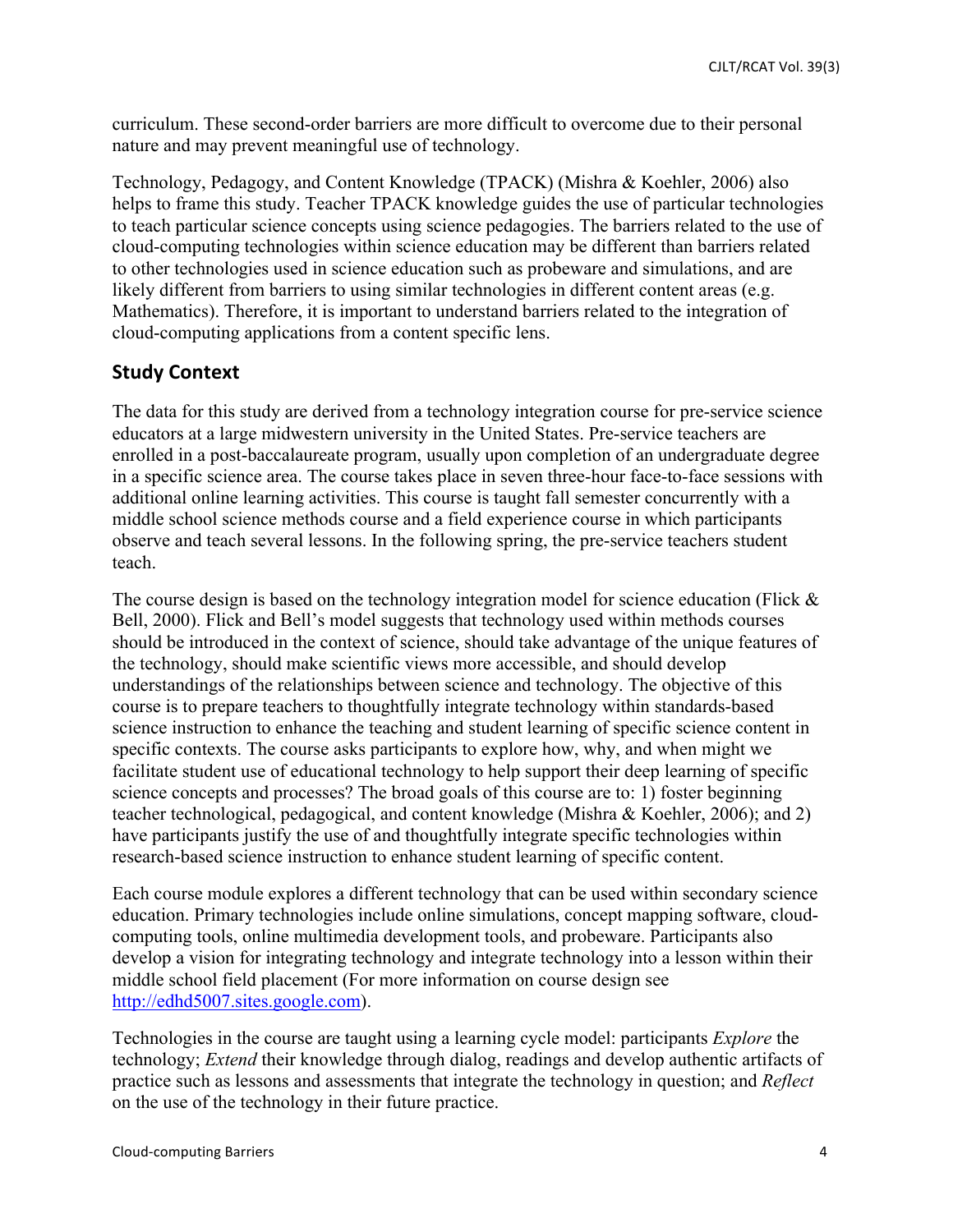curriculum. These second-order barriers are more difficult to overcome due to their personal nature and may prevent meaningful use of technology.

Technology, Pedagogy, and Content Knowledge (TPACK) (Mishra & Koehler, 2006) also helps to frame this study. Teacher TPACK knowledge guides the use of particular technologies to teach particular science concepts using science pedagogies. The barriers related to the use of cloud-computing technologies within science education may be different than barriers related to other technologies used in science education such as probeware and simulations, and are likely different from barriers to using similar technologies in different content areas (e.g. Mathematics). Therefore, it is important to understand barriers related to the integration of cloud-computing applications from a content specific lens.

## Study Context

The data for this study are derived from a technology integration course for pre-service science educators at a large midwestern university in the United States. Pre-service teachers are enrolled in a post-baccalaureate program, usually upon completion of an undergraduate degree in a specific science area. The course takes place in seven three-hour face-to-face sessions with additional online learning activities. This course is taught fall semester concurrently with a middle school science methods course and a field experience course in which participants observe and teach several lessons. In the following spring, the pre-service teachers student teach.

The course design is based on the technology integration model for science education (Flick & Bell, 2000). Flick and Bell's model suggests that technology used within methods courses should be introduced in the context of science, should take advantage of the unique features of the technology, should make scientific views more accessible, and should develop understandings of the relationships between science and technology. The objective of this course is to prepare teachers to thoughtfully integrate technology within standards-based science instruction to enhance the teaching and student learning of specific science content in specific contexts. The course asks participants to explore how, why, and when might we facilitate student use of educational technology to help support their deep learning of specific science concepts and processes? The broad goals of this course are to: 1) foster beginning teacher technological, pedagogical, and content knowledge (Mishra & Koehler, 2006); and 2) have participants justify the use of and thoughtfully integrate specific technologies within research-based science instruction to enhance student learning of specific content.

Each course module explores a different technology that can be used within secondary science education. Primary technologies include online simulations, concept mapping software, cloud-computing tools, online multimedia development tools, and probeware. Participants also develop a vision for integrating technology and integrate technology into a lesson within their middle school field placement (For more information on course design see http://edhd5007.sites.google.com).

Technologies in the course are taught using a learning cycle model: participants *Explore* the technology; *Extend* their knowledge through dialog, readings and develop authentic artifacts of practice such as lessons and assessments that integrate the technology in question; and *Reflect* on the use of the technology in their future practice.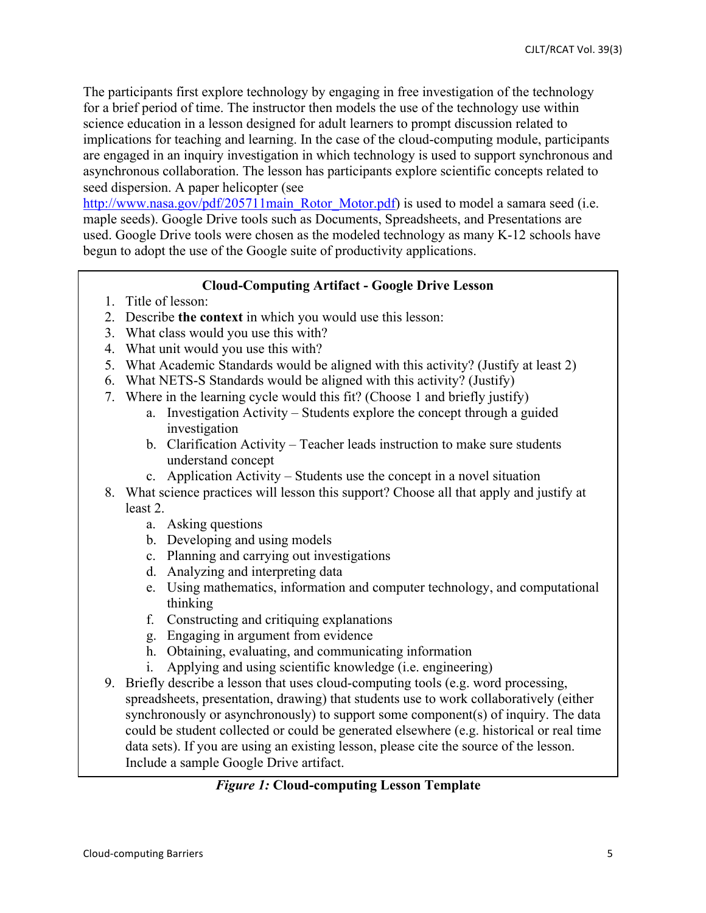The participants first explore technology by engaging in free investigation of the technology for a brief period of time. The instructor then models the use of the technology use within science education in a lesson designed for adult learners to prompt discussion related to implications for teaching and learning. In the case of the cloud-computing module, participants are engaged in an inquiry investigation in which technology is used to support synchronous and asynchronous collaboration. The lesson has participants explore scientific concepts related to seed dispersion. A paper helicopter (see [http://www.nasa.gov/pdf/205711main_Rotor_Motor.pdf](http://www.nasa.gov/pdf/205711main_Rotor_Motor.pdf)) is used to model a samara seed (i.e. maple seeds). Google Drive tools such as Documents, Spreadsheets, and Presentations are used. Google Drive tools were chosen as the modeled technology as many K-12 schools have begun to adopt the use of the Google suite of productivity applications.

**Cloud-Computing Artifact - Google Drive Lesson**

1. Title of lesson:
2. Describe **the context** in which you would use this lesson:
3. What class would you use this with?
4. What unit would you use this with?
5. What Academic Standards would be aligned with this activity? (Justify at least 2)
6. What NETS-S Standards would be aligned with this activity? (Justify)
7. Where in the learning cycle would this fit? (Choose 1 and briefly justify)
   a. Investigation Activity – Students explore the concept through a guided investigation
   b. Clarification Activity – Teacher leads instruction to make sure students understand concept
   c. Application Activity – Students use the concept in a novel situation
8. What science practices will lesson this support? Choose all that apply and justify at least 2.
   a. Asking questions
   b. Developing and using models
   c. Planning and carrying out investigations
   d. Analyzing and interpreting data
   e. Using mathematics, information and computer technology, and computational thinking
   f. Constructing and critiquing explanations
   g. Engaging in argument from evidence
   h. Obtaining, evaluating, and communicating information
   i. Applying and using scientific knowledge (i.e. engineering)
9. Briefly describe a lesson that uses cloud-computing tools (e.g. word processing, spreadsheets, presentation, drawing) that students use to work collaboratively (either synchronously or asynchronously) to support some component(s) of inquiry. The data could be student collected or could be generated elsewhere (e.g. historical or real time data sets). If you are using an existing lesson, please cite the source of the lesson. Include a sample Google Drive artifact.

*Figure 1:* **Cloud-computing Lesson Template**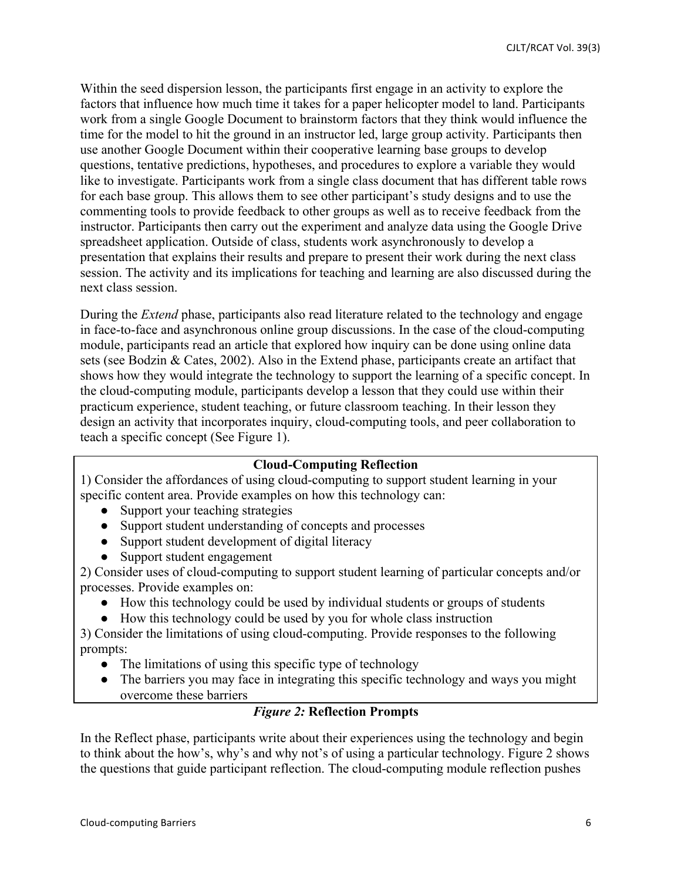Within the seed dispersion lesson, the participants first engage in an activity to explore the factors that influence how much time it takes for a paper helicopter model to land. Participants work from a single Google Document to brainstorm factors that they think would influence the time for the model to hit the ground in an instructor led, large group activity. Participants then use another Google Document within their cooperative learning base groups to develop questions, tentative predictions, hypotheses, and procedures to explore a variable they would like to investigate. Participants work from a single class document that has different table rows for each base group. This allows them to see other participant's study designs and to use the commenting tools to provide feedback to other groups as well as to receive feedback from the instructor. Participants then carry out the experiment and analyze data using the Google Drive spreadsheet application. Outside of class, students work asynchronously to develop a presentation that explains their results and prepare to present their work during the next class session. The activity and its implications for teaching and learning are also discussed during the next class session.

During the *Extend* phase, participants also read literature related to the technology and engage in face-to-face and asynchronous online group discussions. In the case of the cloud-computing module, participants read an article that explored how inquiry can be done using online data sets (see Bodzin & Cates, 2002). Also in the Extend phase, participants create an artifact that shows how they would integrate the technology to support the learning of a specific concept. In the cloud-computing module, participants develop a lesson that they could use within their practicum experience, student teaching, or future classroom teaching. In their lesson they design an activity that incorporates inquiry, cloud-computing tools, and peer collaboration to teach a specific concept (See Figure 1).

**Cloud-Computing Reflection**

1) Consider the affordances of using cloud-computing to support student learning in your specific content area. Provide examples on how this technology can:

- Support your teaching strategies
- Support student understanding of concepts and processes
- Support student development of digital literacy
- Support student engagement

2) Consider uses of cloud-computing to support student learning of particular concepts and/or processes. Provide examples on:

- How this technology could be used by individual students or groups of students
- How this technology could be used by you for whole class instruction

3) Consider the limitations of using cloud-computing. Provide responses to the following prompts:

- The limitations of using this specific type of technology
- The barriers you may face in integrating this specific technology and ways you might overcome these barriers

***Figure 2:*** **Reflection Prompts**

In the Reflect phase, participants write about their experiences using the technology and begin to think about the how's, why's and why not's of using a particular technology. Figure 2 shows the questions that guide participant reflection. The cloud-computing module reflection pushes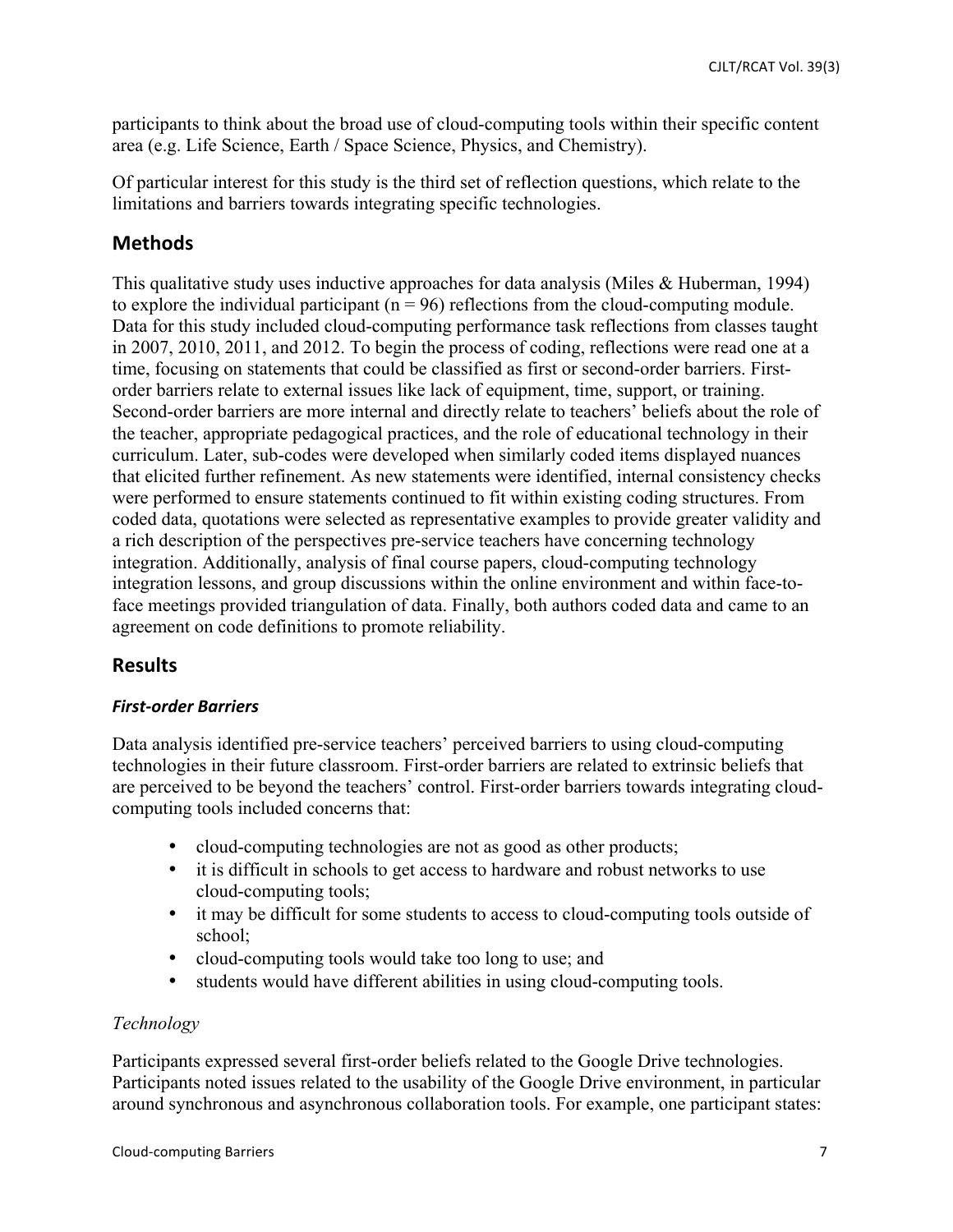participants to think about the broad use of cloud-computing tools within their specific content area (e.g. Life Science, Earth / Space Science, Physics, and Chemistry).

Of particular interest for this study is the third set of reflection questions, which relate to the limitations and barriers towards integrating specific technologies.

## Methods

This qualitative study uses inductive approaches for data analysis (Miles & Huberman, 1994) to explore the individual participant ($n = 96$) reflections from the cloud-computing module. Data for this study included cloud-computing performance task reflections from classes taught in 2007, 2010, 2011, and 2012. To begin the process of coding, reflections were read one at a time, focusing on statements that could be classified as first or second-order barriers. First-order barriers relate to external issues like lack of equipment, time, support, or training. Second-order barriers are more internal and directly relate to teachers' beliefs about the role of the teacher, appropriate pedagogical practices, and the role of educational technology in their curriculum. Later, sub-codes were developed when similarly coded items displayed nuances that elicited further refinement. As new statements were identified, internal consistency checks were performed to ensure statements continued to fit within existing coding structures. From coded data, quotations were selected as representative examples to provide greater validity and a rich description of the perspectives pre-service teachers have concerning technology integration. Additionally, analysis of final course papers, cloud-computing technology integration lessons, and group discussions within the online environment and within face-to-face meetings provided triangulation of data. Finally, both authors coded data and came to an agreement on code definitions to promote reliability.

## Results

### *First-order Barriers*

Data analysis identified pre-service teachers' perceived barriers to using cloud-computing technologies in their future classroom. First-order barriers are related to extrinsic beliefs that are perceived to be beyond the teachers' control. First-order barriers towards integrating cloud-computing tools included concerns that:

- cloud-computing technologies are not as good as other products;
- it is difficult in schools to get access to hardware and robust networks to use cloud-computing tools;
- it may be difficult for some students to access to cloud-computing tools outside of school;
- cloud-computing tools would take too long to use; and
- students would have different abilities in using cloud-computing tools.

*Technology*

Participants expressed several first-order beliefs related to the Google Drive technologies. Participants noted issues related to the usability of the Google Drive environment, in particular around synchronous and asynchronous collaboration tools. For example, one participant states: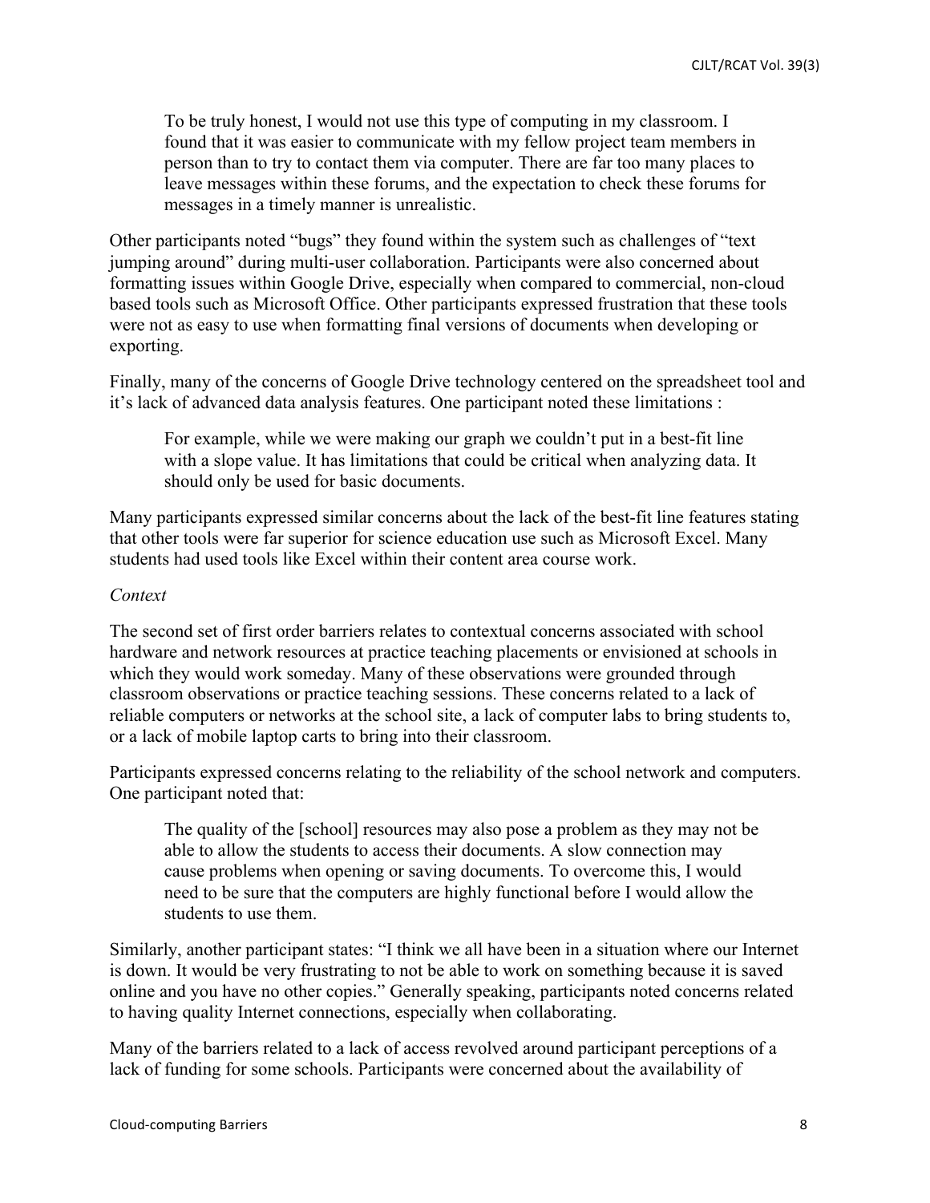> To be truly honest, I would not use this type of computing in my classroom. I found that it was easier to communicate with my fellow project team members in person than to try to contact them via computer. There are far too many places to leave messages within these forums, and the expectation to check these forums for messages in a timely manner is unrealistic.

Other participants noted "bugs" they found within the system such as challenges of "text jumping around" during multi-user collaboration. Participants were also concerned about formatting issues within Google Drive, especially when compared to commercial, non-cloud based tools such as Microsoft Office. Other participants expressed frustration that these tools were not as easy to use when formatting final versions of documents when developing or exporting.

Finally, many of the concerns of Google Drive technology centered on the spreadsheet tool and it's lack of advanced data analysis features. One participant noted these limitations :

> For example, while we were making our graph we couldn't put in a best-fit line with a slope value. It has limitations that could be critical when analyzing data. It should only be used for basic documents.

Many participants expressed similar concerns about the lack of the best-fit line features stating that other tools were far superior for science education use such as Microsoft Excel. Many students had used tools like Excel within their content area course work.

*Context*

The second set of first order barriers relates to contextual concerns associated with school hardware and network resources at practice teaching placements or envisioned at schools in which they would work someday. Many of these observations were grounded through classroom observations or practice teaching sessions. These concerns related to a lack of reliable computers or networks at the school site, a lack of computer labs to bring students to, or a lack of mobile laptop carts to bring into their classroom.

Participants expressed concerns relating to the reliability of the school network and computers. One participant noted that:

> The quality of the [school] resources may also pose a problem as they may not be able to allow the students to access their documents. A slow connection may cause problems when opening or saving documents. To overcome this, I would need to be sure that the computers are highly functional before I would allow the students to use them.

Similarly, another participant states: "I think we all have been in a situation where our Internet is down. It would be very frustrating to not be able to work on something because it is saved online and you have no other copies." Generally speaking, participants noted concerns related to having quality Internet connections, especially when collaborating.

Many of the barriers related to a lack of access revolved around participant perceptions of a lack of funding for some schools. Participants were concerned about the availability of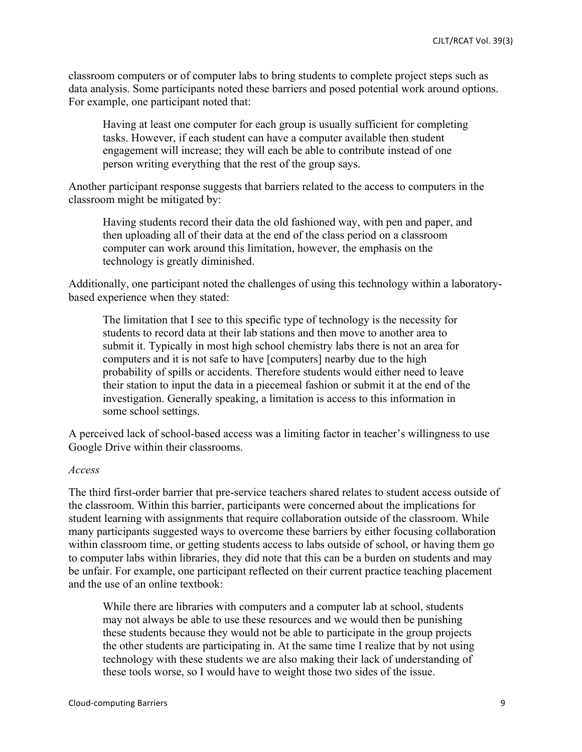classroom computers or of computer labs to bring students to complete project steps such as data analysis. Some participants noted these barriers and posed potential work around options. For example, one participant noted that:

> Having at least one computer for each group is usually sufficient for completing tasks. However, if each student can have a computer available then student engagement will increase; they will each be able to contribute instead of one person writing everything that the rest of the group says.

Another participant response suggests that barriers related to the access to computers in the classroom might be mitigated by:

> Having students record their data the old fashioned way, with pen and paper, and then uploading all of their data at the end of the class period on a classroom computer can work around this limitation, however, the emphasis on the technology is greatly diminished.

Additionally, one participant noted the challenges of using this technology within a laboratory-based experience when they stated:

> The limitation that I see to this specific type of technology is the necessity for students to record data at their lab stations and then move to another area to submit it. Typically in most high school chemistry labs there is not an area for computers and it is not safe to have [computers] nearby due to the high probability of spills or accidents. Therefore students would either need to leave their station to input the data in a piecemeal fashion or submit it at the end of the investigation. Generally speaking, a limitation is access to this information in some school settings.

A perceived lack of school-based access was a limiting factor in teacher's willingness to use Google Drive within their classrooms.

*Access*

The third first-order barrier that pre-service teachers shared relates to student access outside of the classroom. Within this barrier, participants were concerned about the implications for student learning with assignments that require collaboration outside of the classroom. While many participants suggested ways to overcome these barriers by either focusing collaboration within classroom time, or getting students access to labs outside of school, or having them go to computer labs within libraries, they did note that this can be a burden on students and may be unfair. For example, one participant reflected on their current practice teaching placement and the use of an online textbook:

> While there are libraries with computers and a computer lab at school, students may not always be able to use these resources and we would then be punishing these students because they would not be able to participate in the group projects the other students are participating in. At the same time I realize that by not using technology with these students we are also making their lack of understanding of these tools worse, so I would have to weight those two sides of the issue.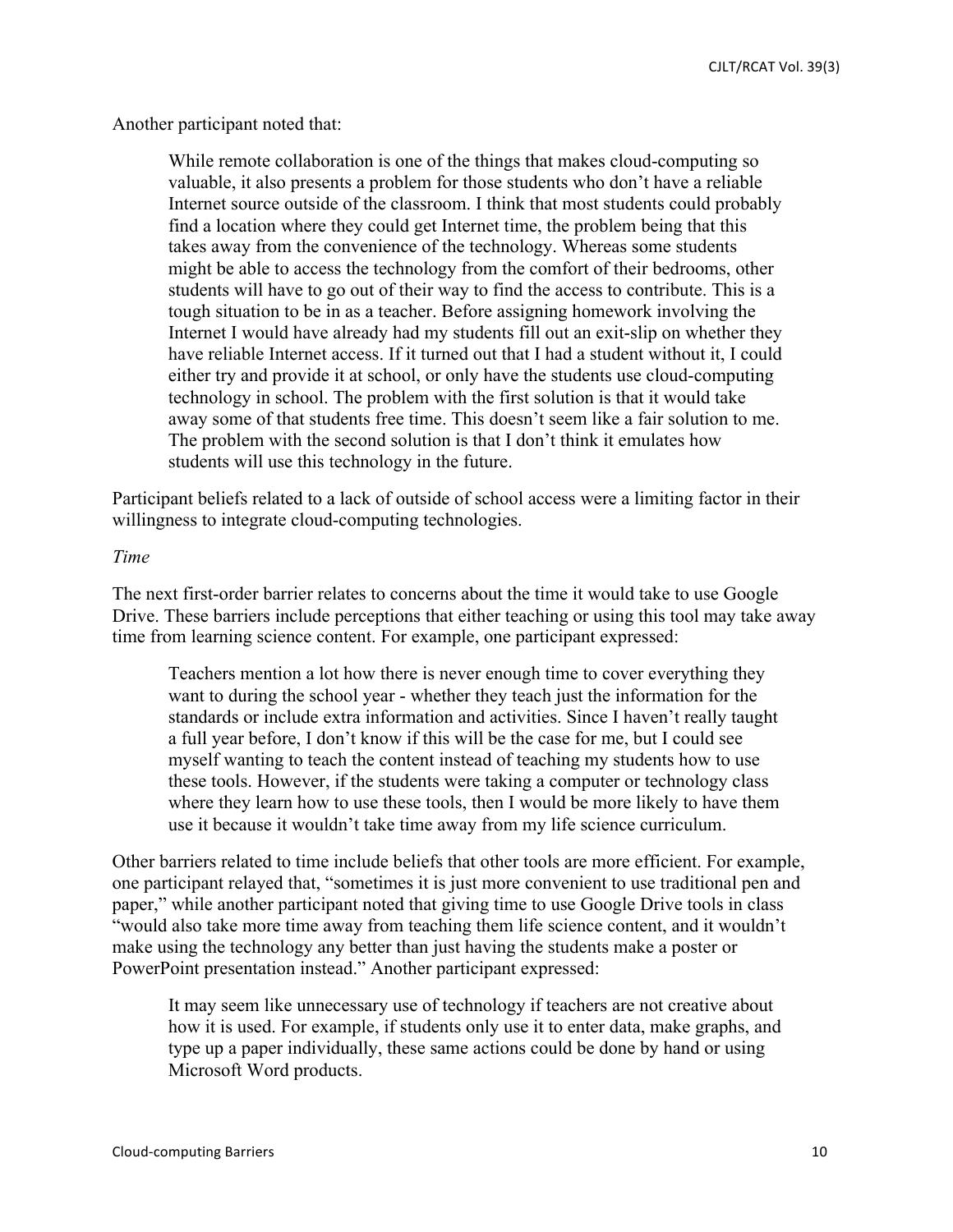Another participant noted that:

> While remote collaboration is one of the things that makes cloud-computing so valuable, it also presents a problem for those students who don't have a reliable Internet source outside of the classroom. I think that most students could probably find a location where they could get Internet time, the problem being that this takes away from the convenience of the technology. Whereas some students might be able to access the technology from the comfort of their bedrooms, other students will have to go out of their way to find the access to contribute. This is a tough situation to be in as a teacher. Before assigning homework involving the Internet I would have already had my students fill out an exit-slip on whether they have reliable Internet access. If it turned out that I had a student without it, I could either try and provide it at school, or only have the students use cloud-computing technology in school. The problem with the first solution is that it would take away some of that students free time. This doesn't seem like a fair solution to me. The problem with the second solution is that I don't think it emulates how students will use this technology in the future.

Participant beliefs related to a lack of outside of school access were a limiting factor in their willingness to integrate cloud-computing technologies.

*Time*

The next first-order barrier relates to concerns about the time it would take to use Google Drive. These barriers include perceptions that either teaching or using this tool may take away time from learning science content. For example, one participant expressed:

> Teachers mention a lot how there is never enough time to cover everything they want to during the school year - whether they teach just the information for the standards or include extra information and activities. Since I haven't really taught a full year before, I don't know if this will be the case for me, but I could see myself wanting to teach the content instead of teaching my students how to use these tools. However, if the students were taking a computer or technology class where they learn how to use these tools, then I would be more likely to have them use it because it wouldn't take time away from my life science curriculum.

Other barriers related to time include beliefs that other tools are more efficient. For example, one participant relayed that, "sometimes it is just more convenient to use traditional pen and paper," while another participant noted that giving time to use Google Drive tools in class "would also take more time away from teaching them life science content, and it wouldn't make using the technology any better than just having the students make a poster or PowerPoint presentation instead." Another participant expressed:

> It may seem like unnecessary use of technology if teachers are not creative about how it is used. For example, if students only use it to enter data, make graphs, and type up a paper individually, these same actions could be done by hand or using Microsoft Word products.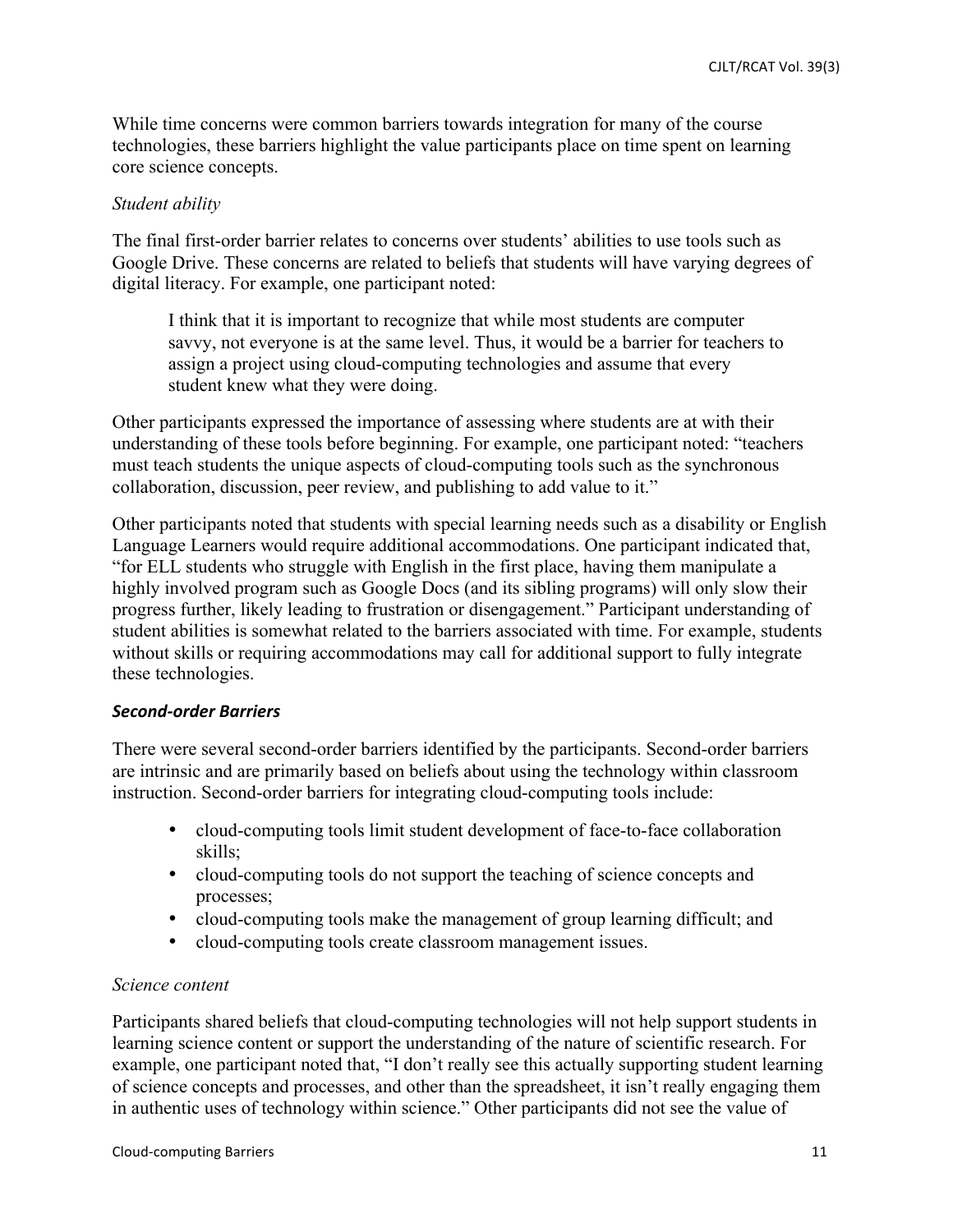While time concerns were common barriers towards integration for many of the course technologies, these barriers highlight the value participants place on time spent on learning core science concepts.

*Student ability*

The final first-order barrier relates to concerns over students' abilities to use tools such as Google Drive. These concerns are related to beliefs that students will have varying degrees of digital literacy. For example, one participant noted:

> I think that it is important to recognize that while most students are computer savvy, not everyone is at the same level. Thus, it would be a barrier for teachers to assign a project using cloud-computing technologies and assume that every student knew what they were doing.

Other participants expressed the importance of assessing where students are at with their understanding of these tools before beginning. For example, one participant noted: "teachers must teach students the unique aspects of cloud-computing tools such as the synchronous collaboration, discussion, peer review, and publishing to add value to it."

Other participants noted that students with special learning needs such as a disability or English Language Learners would require additional accommodations. One participant indicated that, "for ELL students who struggle with English in the first place, having them manipulate a highly involved program such as Google Docs (and its sibling programs) will only slow their progress further, likely leading to frustration or disengagement." Participant understanding of student abilities is somewhat related to the barriers associated with time. For example, students without skills or requiring accommodations may call for additional support to fully integrate these technologies.

### *Second-order Barriers*

There were several second-order barriers identified by the participants. Second-order barriers are intrinsic and are primarily based on beliefs about using the technology within classroom instruction. Second-order barriers for integrating cloud-computing tools include:

- cloud-computing tools limit student development of face-to-face collaboration skills;
- cloud-computing tools do not support the teaching of science concepts and processes;
- cloud-computing tools make the management of group learning difficult; and
- cloud-computing tools create classroom management issues.

*Science content*

Participants shared beliefs that cloud-computing technologies will not help support students in learning science content or support the understanding of the nature of scientific research. For example, one participant noted that, "I don't really see this actually supporting student learning of science concepts and processes, and other than the spreadsheet, it isn't really engaging them in authentic uses of technology within science." Other participants did not see the value of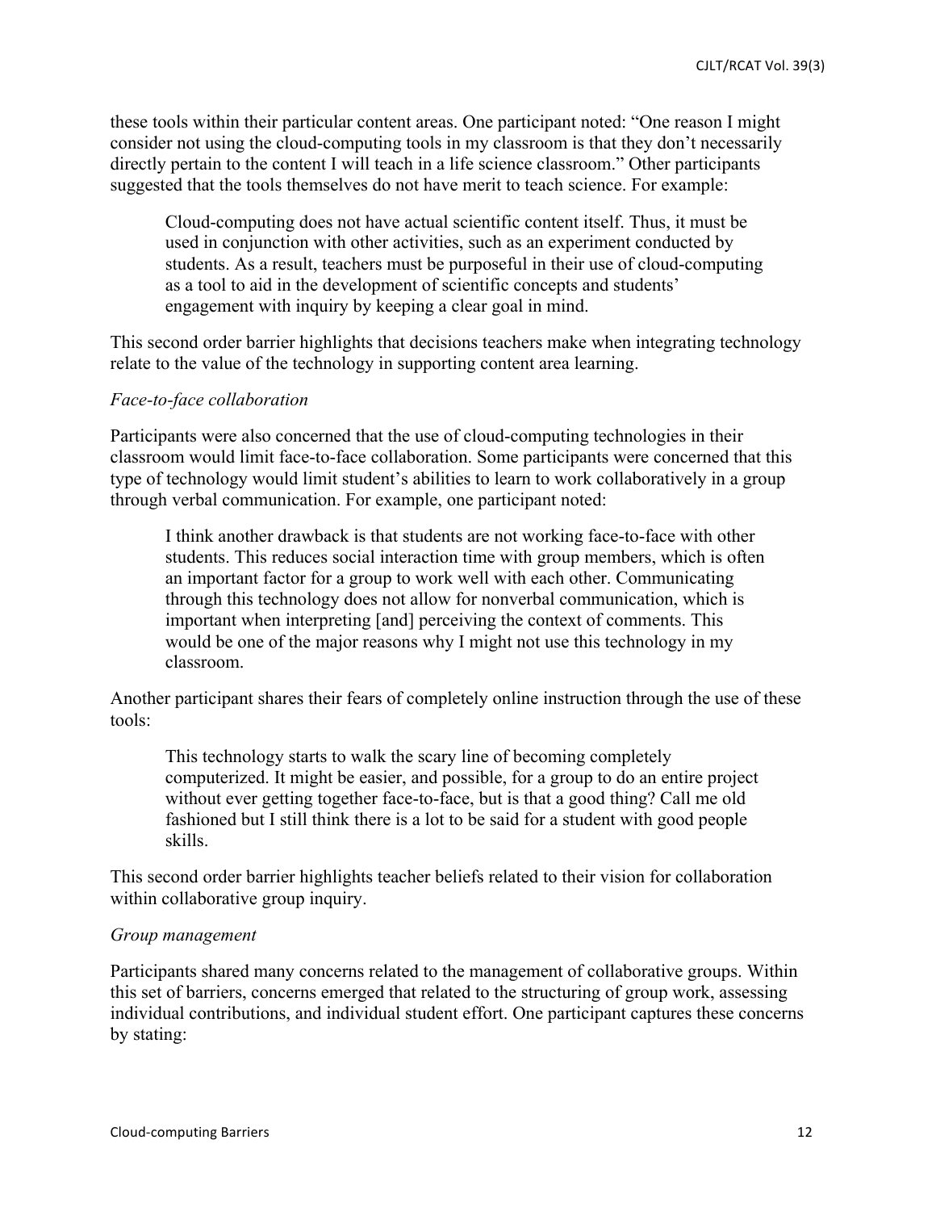these tools within their particular content areas. One participant noted: "One reason I might consider not using the cloud-computing tools in my classroom is that they don't necessarily directly pertain to the content I will teach in a life science classroom." Other participants suggested that the tools themselves do not have merit to teach science. For example:

> Cloud-computing does not have actual scientific content itself. Thus, it must be used in conjunction with other activities, such as an experiment conducted by students. As a result, teachers must be purposeful in their use of cloud-computing as a tool to aid in the development of scientific concepts and students' engagement with inquiry by keeping a clear goal in mind.

This second order barrier highlights that decisions teachers make when integrating technology relate to the value of the technology in supporting content area learning.

*Face-to-face collaboration*

Participants were also concerned that the use of cloud-computing technologies in their classroom would limit face-to-face collaboration. Some participants were concerned that this type of technology would limit student's abilities to learn to work collaboratively in a group through verbal communication. For example, one participant noted:

> I think another drawback is that students are not working face-to-face with other students. This reduces social interaction time with group members, which is often an important factor for a group to work well with each other. Communicating through this technology does not allow for nonverbal communication, which is important when interpreting [and] perceiving the context of comments. This would be one of the major reasons why I might not use this technology in my classroom.

Another participant shares their fears of completely online instruction through the use of these tools:

> This technology starts to walk the scary line of becoming completely computerized. It might be easier, and possible, for a group to do an entire project without ever getting together face-to-face, but is that a good thing? Call me old fashioned but I still think there is a lot to be said for a student with good people skills.

This second order barrier highlights teacher beliefs related to their vision for collaboration within collaborative group inquiry.

*Group management*

Participants shared many concerns related to the management of collaborative groups. Within this set of barriers, concerns emerged that related to the structuring of group work, assessing individual contributions, and individual student effort. One participant captures these concerns by stating: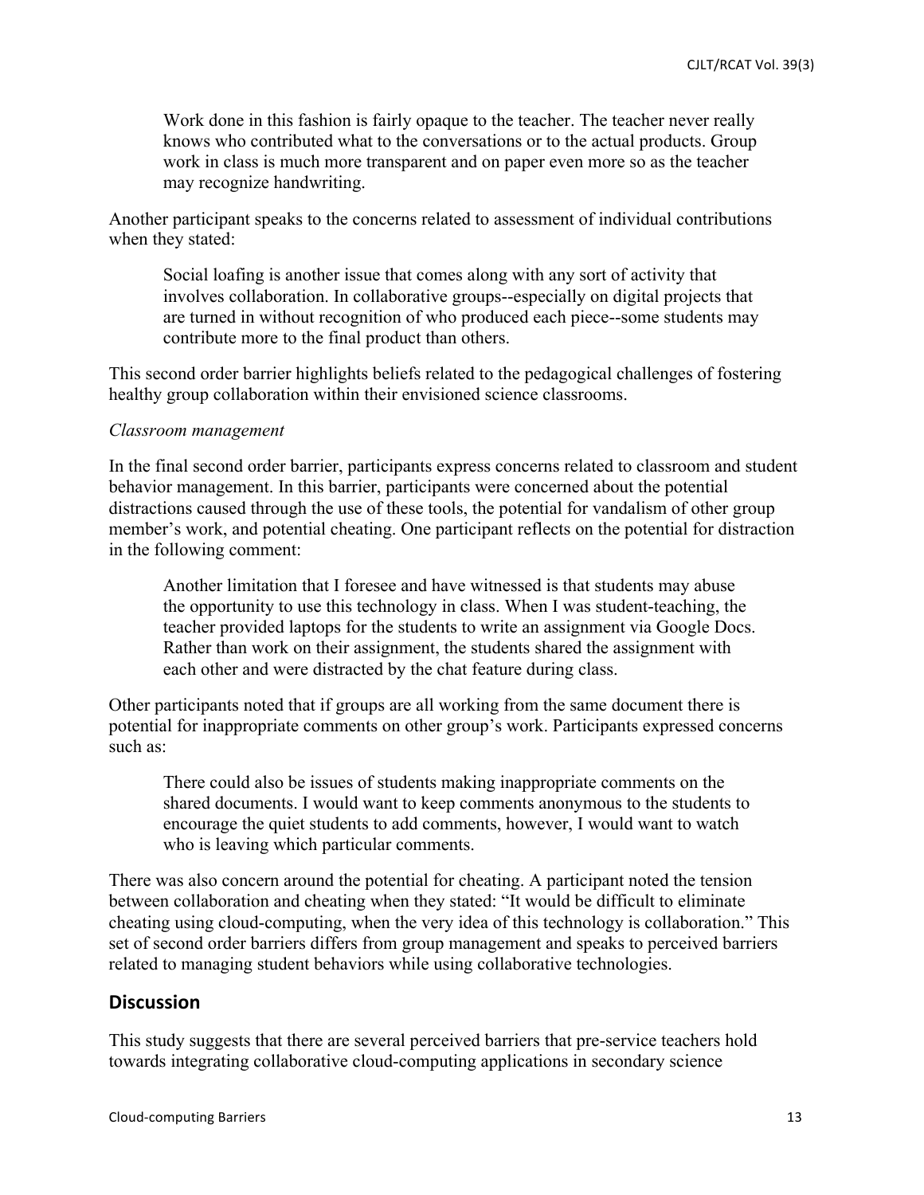> Work done in this fashion is fairly opaque to the teacher. The teacher never really knows who contributed what to the conversations or to the actual products. Group work in class is much more transparent and on paper even more so as the teacher may recognize handwriting.

Another participant speaks to the concerns related to assessment of individual contributions when they stated:

> Social loafing is another issue that comes along with any sort of activity that involves collaboration. In collaborative groups--especially on digital projects that are turned in without recognition of who produced each piece--some students may contribute more to the final product than others.

This second order barrier highlights beliefs related to the pedagogical challenges of fostering healthy group collaboration within their envisioned science classrooms.

*Classroom management*

In the final second order barrier, participants express concerns related to classroom and student behavior management. In this barrier, participants were concerned about the potential distractions caused through the use of these tools, the potential for vandalism of other group member's work, and potential cheating. One participant reflects on the potential for distraction in the following comment:

> Another limitation that I foresee and have witnessed is that students may abuse the opportunity to use this technology in class. When I was student-teaching, the teacher provided laptops for the students to write an assignment via Google Docs. Rather than work on their assignment, the students shared the assignment with each other and were distracted by the chat feature during class.

Other participants noted that if groups are all working from the same document there is potential for inappropriate comments on other group's work. Participants expressed concerns such as:

> There could also be issues of students making inappropriate comments on the shared documents. I would want to keep comments anonymous to the students to encourage the quiet students to add comments, however, I would want to watch who is leaving which particular comments.

There was also concern around the potential for cheating. A participant noted the tension between collaboration and cheating when they stated: "It would be difficult to eliminate cheating using cloud-computing, when the very idea of this technology is collaboration." This set of second order barriers differs from group management and speaks to perceived barriers related to managing student behaviors while using collaborative technologies.

## Discussion

This study suggests that there are several perceived barriers that pre-service teachers hold towards integrating collaborative cloud-computing applications in secondary science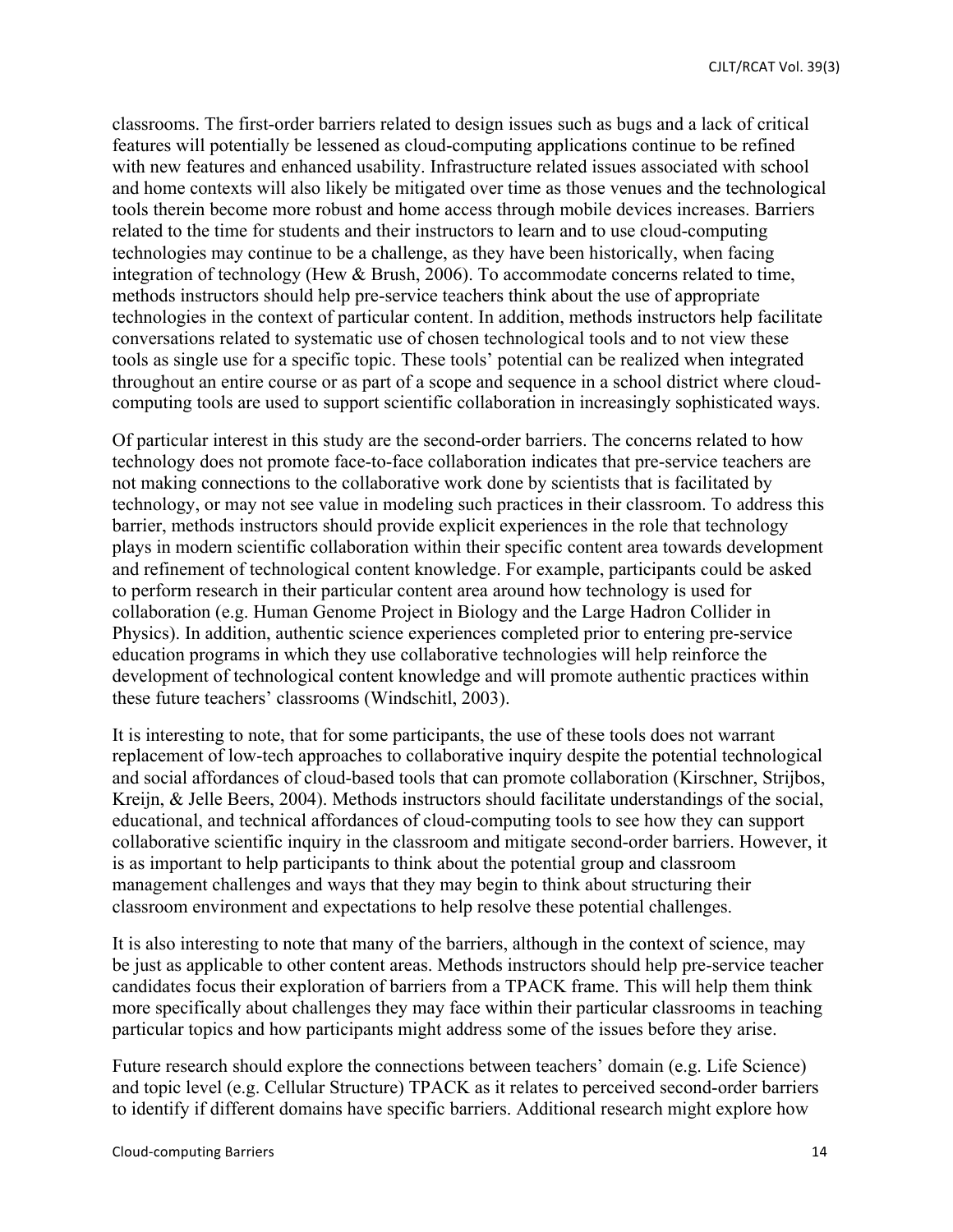classrooms. The first-order barriers related to design issues such as bugs and a lack of critical features will potentially be lessened as cloud-computing applications continue to be refined with new features and enhanced usability. Infrastructure related issues associated with school and home contexts will also likely be mitigated over time as those venues and the technological tools therein become more robust and home access through mobile devices increases. Barriers related to the time for students and their instructors to learn and to use cloud-computing technologies may continue to be a challenge, as they have been historically, when facing integration of technology (Hew & Brush, 2006). To accommodate concerns related to time, methods instructors should help pre-service teachers think about the use of appropriate technologies in the context of particular content. In addition, methods instructors help facilitate conversations related to systematic use of chosen technological tools and to not view these tools as single use for a specific topic. These tools' potential can be realized when integrated throughout an entire course or as part of a scope and sequence in a school district where cloud-computing tools are used to support scientific collaboration in increasingly sophisticated ways.

Of particular interest in this study are the second-order barriers. The concerns related to how technology does not promote face-to-face collaboration indicates that pre-service teachers are not making connections to the collaborative work done by scientists that is facilitated by technology, or may not see value in modeling such practices in their classroom. To address this barrier, methods instructors should provide explicit experiences in the role that technology plays in modern scientific collaboration within their specific content area towards development and refinement of technological content knowledge. For example, participants could be asked to perform research in their particular content area around how technology is used for collaboration (e.g. Human Genome Project in Biology and the Large Hadron Collider in Physics). In addition, authentic science experiences completed prior to entering pre-service education programs in which they use collaborative technologies will help reinforce the development of technological content knowledge and will promote authentic practices within these future teachers' classrooms (Windschitl, 2003).

It is interesting to note, that for some participants, the use of these tools does not warrant replacement of low-tech approaches to collaborative inquiry despite the potential technological and social affordances of cloud-based tools that can promote collaboration (Kirschner, Strijbos, Kreijn, & Jelle Beers, 2004). Methods instructors should facilitate understandings of the social, educational, and technical affordances of cloud-computing tools to see how they can support collaborative scientific inquiry in the classroom and mitigate second-order barriers. However, it is as important to help participants to think about the potential group and classroom management challenges and ways that they may begin to think about structuring their classroom environment and expectations to help resolve these potential challenges.

It is also interesting to note that many of the barriers, although in the context of science, may be just as applicable to other content areas. Methods instructors should help pre-service teacher candidates focus their exploration of barriers from a TPACK frame. This will help them think more specifically about challenges they may face within their particular classrooms in teaching particular topics and how participants might address some of the issues before they arise.

Future research should explore the connections between teachers' domain (e.g. Life Science) and topic level (e.g. Cellular Structure) TPACK as it relates to perceived second-order barriers to identify if different domains have specific barriers. Additional research might explore how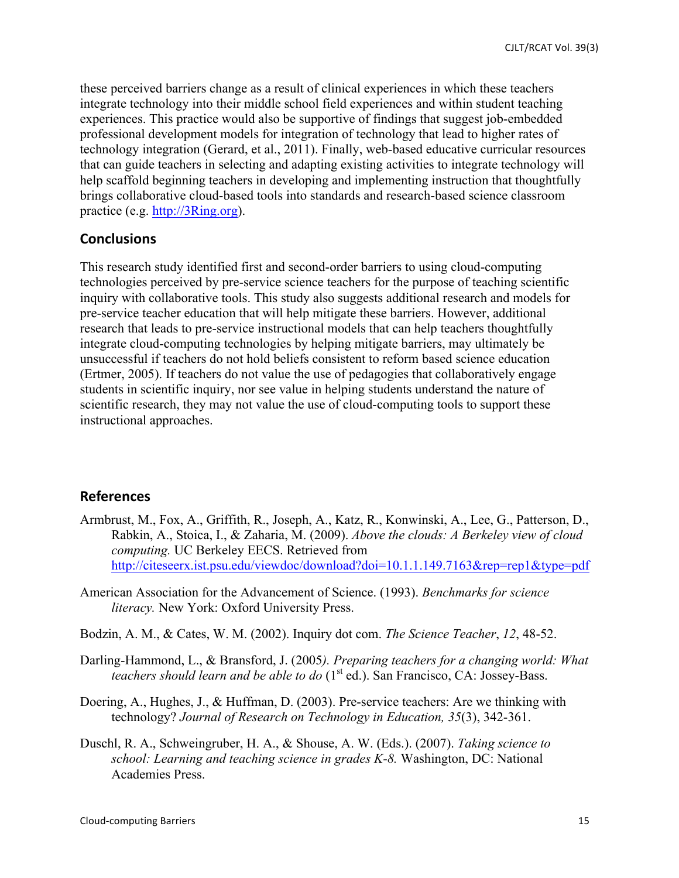these perceived barriers change as a result of clinical experiences in which these teachers integrate technology into their middle school field experiences and within student teaching experiences. This practice would also be supportive of findings that suggest job-embedded professional development models for integration of technology that lead to higher rates of technology integration (Gerard, et al., 2011). Finally, web-based educative curricular resources that can guide teachers in selecting and adapting existing activities to integrate technology will help scaffold beginning teachers in developing and implementing instruction that thoughtfully brings collaborative cloud-based tools into standards and research-based science classroom practice (e.g. http://3Ring.org).

## Conclusions

This research study identified first and second-order barriers to using cloud-computing technologies perceived by pre-service science teachers for the purpose of teaching scientific inquiry with collaborative tools. This study also suggests additional research and models for pre-service teacher education that will help mitigate these barriers. However, additional research that leads to pre-service instructional models that can help teachers thoughtfully integrate cloud-computing technologies by helping mitigate barriers, may ultimately be unsuccessful if teachers do not hold beliefs consistent to reform based science education (Ertmer, 2005). If teachers do not value the use of pedagogies that collaboratively engage students in scientific inquiry, nor see value in helping students understand the nature of scientific research, they may not value the use of cloud-computing tools to support these instructional approaches.

## References

Armbrust, M., Fox, A., Griffith, R., Joseph, A., Katz, R., Konwinski, A., Lee, G., Patterson, D., Rabkin, A., Stoica, I., & Zaharia, M. (2009). *Above the clouds: A Berkeley view of cloud computing.* UC Berkeley EECS. Retrieved from http://citeseerx.ist.psu.edu/viewdoc/download?doi=10.1.1.149.7163&rep=rep1&type=pdf

American Association for the Advancement of Science. (1993). *Benchmarks for science literacy.* New York: Oxford University Press.

Bodzin, A. M., & Cates, W. M. (2002). Inquiry dot com. *The Science Teacher*, *12*, 48-52.

Darling-Hammond, L., & Bransford, J. (2005*). Preparing teachers for a changing world: What teachers should learn and be able to do* (1st ed.). San Francisco, CA: Jossey-Bass.

Doering, A., Hughes, J., & Huffman, D. (2003). Pre-service teachers: Are we thinking with technology? *Journal of Research on Technology in Education, 35*(3), 342-361.

Duschl, R. A., Schweingruber, H. A., & Shouse, A. W. (Eds.). (2007). *Taking science to school: Learning and teaching science in grades K-8.* Washington, DC: National Academies Press.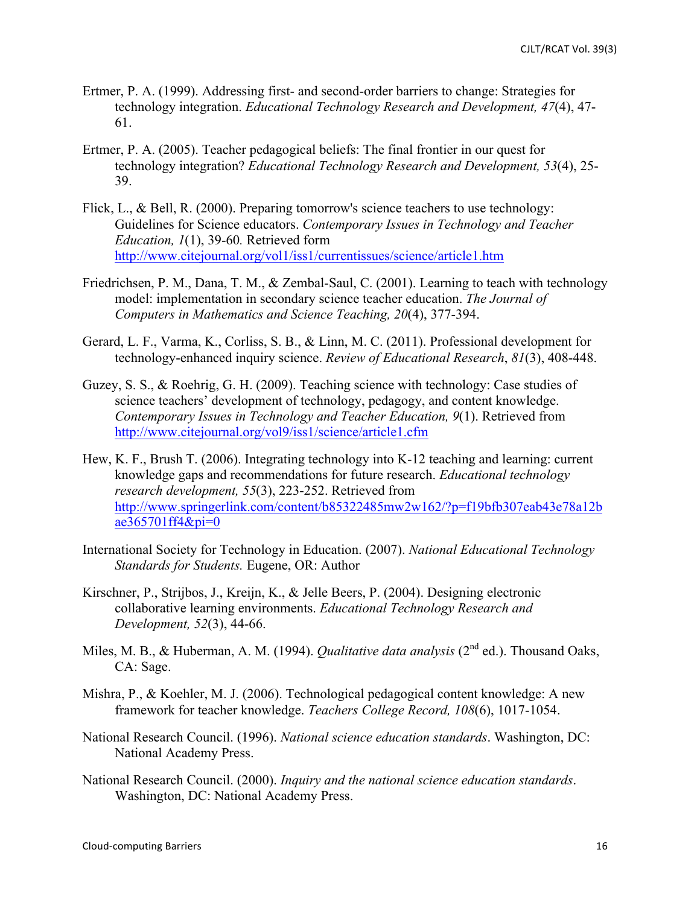Ertmer, P. A. (1999). Addressing first- and second-order barriers to change: Strategies for technology integration. *Educational Technology Research and Development, 47*(4), 47-61.

Ertmer, P. A. (2005). Teacher pedagogical beliefs: The final frontier in our quest for technology integration? *Educational Technology Research and Development, 53*(4), 25-39.

Flick, L., & Bell, R. (2000). Preparing tomorrow's science teachers to use technology: Guidelines for Science educators. *Contemporary Issues in Technology and Teacher Education, 1*(1), 39-60*.* Retrieved form http://www.citejournal.org/vol1/iss1/currentissues/science/article1.htm

Friedrichsen, P. M., Dana, T. M., & Zembal-Saul, C. (2001). Learning to teach with technology model: implementation in secondary science teacher education. *The Journal of Computers in Mathematics and Science Teaching, 20*(4), 377-394.

Gerard, L. F., Varma, K., Corliss, S. B., & Linn, M. C. (2011). Professional development for technology-enhanced inquiry science. *Review of Educational Research*, *81*(3), 408-448.

Guzey, S. S., & Roehrig, G. H. (2009). Teaching science with technology: Case studies of science teachers' development of technology, pedagogy, and content knowledge. *Contemporary Issues in Technology and Teacher Education, 9*(1). Retrieved from http://www.citejournal.org/vol9/iss1/science/article1.cfm

Hew, K. F., Brush T. (2006). Integrating technology into K-12 teaching and learning: current knowledge gaps and recommendations for future research. *Educational technology research development, 55*(3), 223-252. Retrieved from http://www.springerlink.com/content/b85322485mw2w162/?p=f19bfb307eab43e78a12bae365701ff4&pi=0

International Society for Technology in Education. (2007). *National Educational Technology Standards for Students.* Eugene, OR: Author

Kirschner, P., Strijbos, J., Kreijn, K., & Jelle Beers, P. (2004). Designing electronic collaborative learning environments. *Educational Technology Research and Development, 52*(3), 44-66.

Miles, M. B., & Huberman, A. M. (1994). *Qualitative data analysis* (2nd ed.). Thousand Oaks, CA: Sage.

Mishra, P., & Koehler, M. J. (2006). Technological pedagogical content knowledge: A new framework for teacher knowledge. *Teachers College Record, 108*(6), 1017-1054.

National Research Council. (1996). *National science education standards*. Washington, DC: National Academy Press.

National Research Council. (2000). *Inquiry and the national science education standards*. Washington, DC: National Academy Press.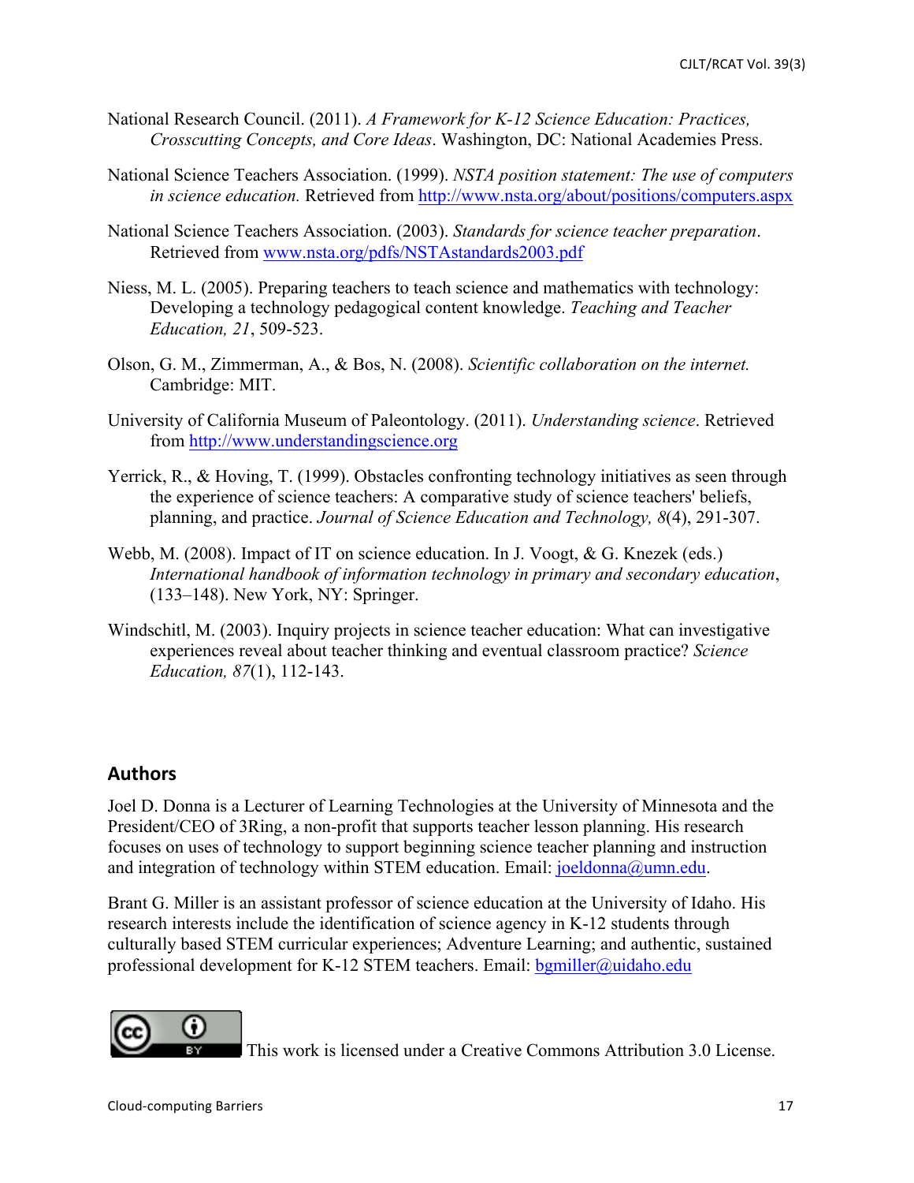National Research Council. (2011). *A Framework for K-12 Science Education: Practices, Crosscutting Concepts, and Core Ideas*. Washington, DC: National Academies Press.

National Science Teachers Association. (1999). *NSTA position statement: The use of computers in science education.* Retrieved from http://www.nsta.org/about/positions/computers.aspx

National Science Teachers Association. (2003). *Standards for science teacher preparation*. Retrieved from www.nsta.org/pdfs/NSTAstandards2003.pdf

Niess, M. L. (2005). Preparing teachers to teach science and mathematics with technology: Developing a technology pedagogical content knowledge. *Teaching and Teacher Education, 21*, 509-523.

Olson, G. M., Zimmerman, A., & Bos, N. (2008). *Scientific collaboration on the internet.* Cambridge: MIT.

University of California Museum of Paleontology. (2011). *Understanding science*. Retrieved from http://www.understandingscience.org

Yerrick, R., & Hoving, T. (1999). Obstacles confronting technology initiatives as seen through the experience of science teachers: A comparative study of science teachers' beliefs, planning, and practice. *Journal of Science Education and Technology, 8*(4), 291-307.

Webb, M. (2008). Impact of IT on science education. In J. Voogt, & G. Knezek (eds.) *International handbook of information technology in primary and secondary education*, (133–148). New York, NY: Springer.

Windschitl, M. (2003). Inquiry projects in science teacher education: What can investigative experiences reveal about teacher thinking and eventual classroom practice? *Science Education, 87*(1), 112-143.

## Authors

Joel D. Donna is a Lecturer of Learning Technologies at the University of Minnesota and the President/CEO of 3Ring, a non-profit that supports teacher lesson planning. His research focuses on uses of technology to support beginning science teacher planning and instruction and integration of technology within STEM education. Email: joeldonna@umn.edu.

Brant G. Miller is an assistant professor of science education at the University of Idaho. His research interests include the identification of science agency in K-12 students through culturally based STEM curricular experiences; Adventure Learning; and authentic, sustained professional development for K-12 STEM teachers. Email: bgmiller@uidaho.edu

This work is licensed under a Creative Commons Attribution 3.0 License.